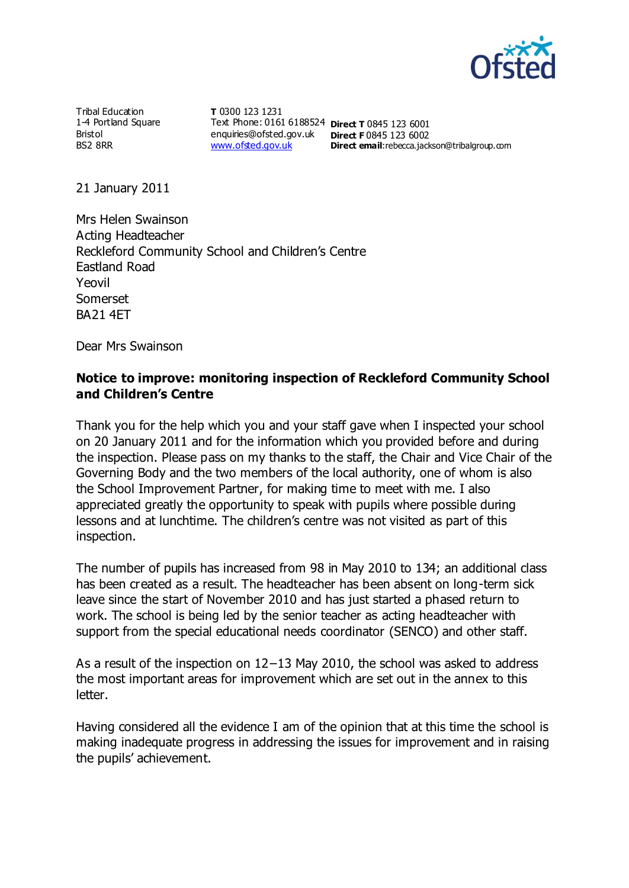Tribal Education
1-4 Portland Square
Bristol
BS2 8RR

**T** 0300 123 1231
Text Phone: 0161 6188524
enquiries@ofsted.gov.uk
www.ofsted.gov.uk

**Direct T** 0845 123 6001
**Direct F** 0845 123 6002
**Direct email**:rebecca.jackson@tribalgroup.com

21 January 2011

Mrs Helen Swainson
Acting Headteacher
Reckleford Community School and Children's Centre
Eastland Road
Yeovil
Somerset
BA21 4ET

Dear Mrs Swainson

**Notice to improve: monitoring inspection of Reckleford Community School and Children's Centre**

Thank you for the help which you and your staff gave when I inspected your school on 20 January 2011 and for the information which you provided before and during the inspection. Please pass on my thanks to the staff, the Chair and Vice Chair of the Governing Body and the two members of the local authority, one of whom is also the School Improvement Partner, for making time to meet with me. I also appreciated greatly the opportunity to speak with pupils where possible during lessons and at lunchtime. The children's centre was not visited as part of this inspection.

The number of pupils has increased from 98 in May 2010 to 134; an additional class has been created as a result. The headteacher has been absent on long-term sick leave since the start of November 2010 and has just started a phased return to work. The school is being led by the senior teacher as acting headteacher with support from the special educational needs coordinator (SENCO) and other staff.

As a result of the inspection on 12–13 May 2010, the school was asked to address the most important areas for improvement which are set out in the annex to this letter.

Having considered all the evidence I am of the opinion that at this time the school is making inadequate progress in addressing the issues for improvement and in raising the pupils' achievement.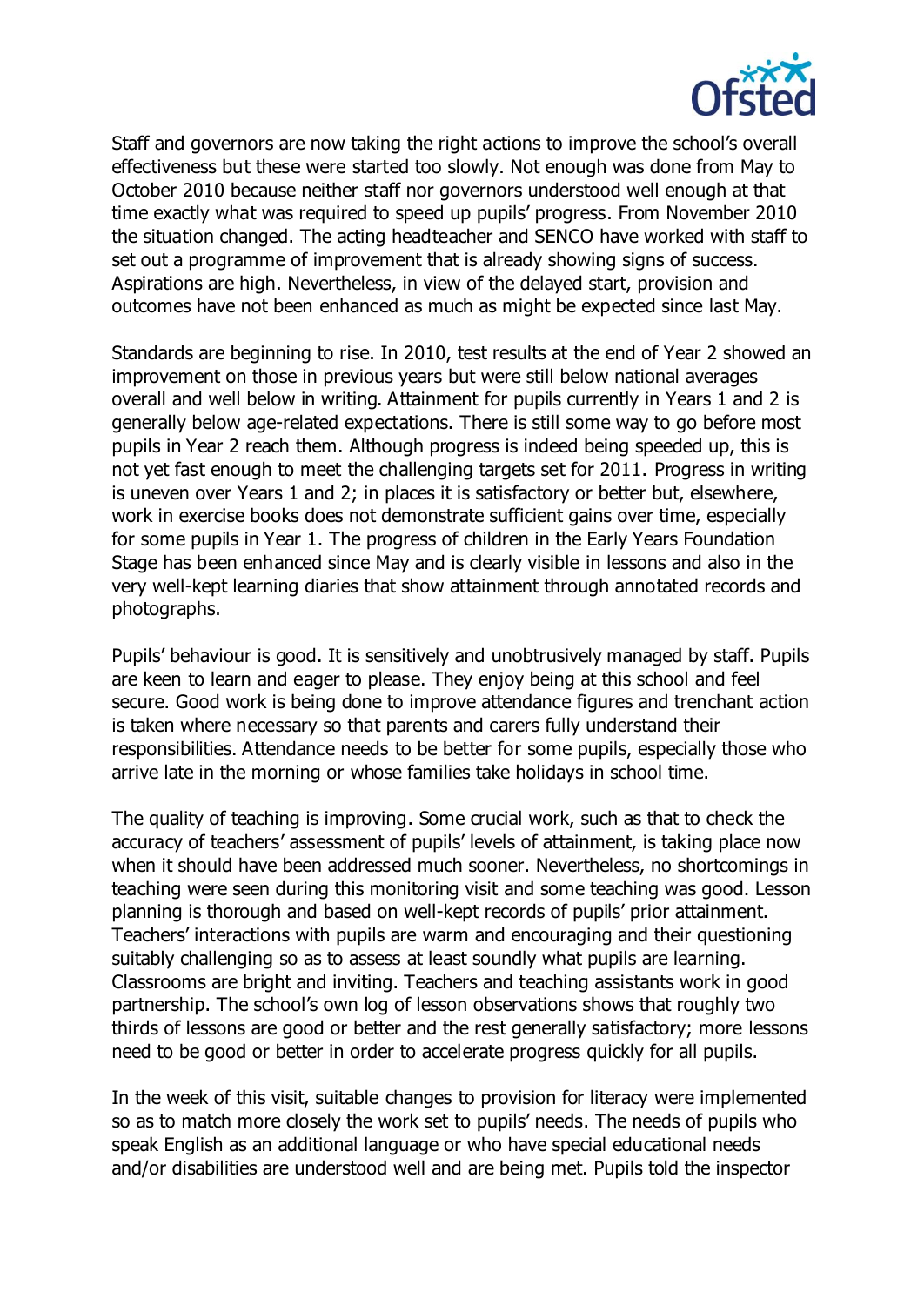Staff and governors are now taking the right actions to improve the school's overall effectiveness but these were started too slowly. Not enough was done from May to October 2010 because neither staff nor governors understood well enough at that time exactly what was required to speed up pupils' progress. From November 2010 the situation changed. The acting headteacher and SENCO have worked with staff to set out a programme of improvement that is already showing signs of success. Aspirations are high. Nevertheless, in view of the delayed start, provision and outcomes have not been enhanced as much as might be expected since last May.

Standards are beginning to rise. In 2010, test results at the end of Year 2 showed an improvement on those in previous years but were still below national averages overall and well below in writing. Attainment for pupils currently in Years 1 and 2 is generally below age-related expectations. There is still some way to go before most pupils in Year 2 reach them. Although progress is indeed being speeded up, this is not yet fast enough to meet the challenging targets set for 2011. Progress in writing is uneven over Years 1 and 2; in places it is satisfactory or better but, elsewhere, work in exercise books does not demonstrate sufficient gains over time, especially for some pupils in Year 1. The progress of children in the Early Years Foundation Stage has been enhanced since May and is clearly visible in lessons and also in the very well-kept learning diaries that show attainment through annotated records and photographs.

Pupils' behaviour is good. It is sensitively and unobtrusively managed by staff. Pupils are keen to learn and eager to please. They enjoy being at this school and feel secure. Good work is being done to improve attendance figures and trenchant action is taken where necessary so that parents and carers fully understand their responsibilities. Attendance needs to be better for some pupils, especially those who arrive late in the morning or whose families take holidays in school time.

The quality of teaching is improving. Some crucial work, such as that to check the accuracy of teachers' assessment of pupils' levels of attainment, is taking place now when it should have been addressed much sooner. Nevertheless, no shortcomings in teaching were seen during this monitoring visit and some teaching was good. Lesson planning is thorough and based on well-kept records of pupils' prior attainment. Teachers' interactions with pupils are warm and encouraging and their questioning suitably challenging so as to assess at least soundly what pupils are learning. Classrooms are bright and inviting. Teachers and teaching assistants work in good partnership. The school's own log of lesson observations shows that roughly two thirds of lessons are good or better and the rest generally satisfactory; more lessons need to be good or better in order to accelerate progress quickly for all pupils.

In the week of this visit, suitable changes to provision for literacy were implemented so as to match more closely the work set to pupils' needs. The needs of pupils who speak English as an additional language or who have special educational needs and/or disabilities are understood well and are being met. Pupils told the inspector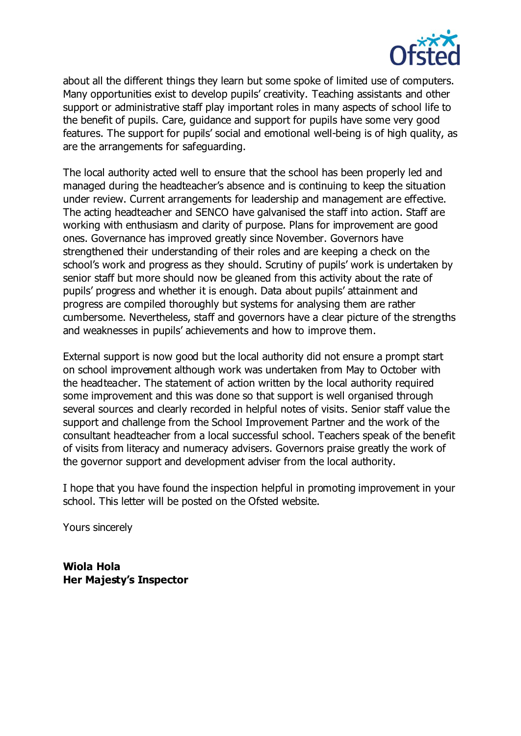about all the different things they learn but some spoke of limited use of computers. Many opportunities exist to develop pupils' creativity. Teaching assistants and other support or administrative staff play important roles in many aspects of school life to the benefit of pupils. Care, guidance and support for pupils have some very good features. The support for pupils' social and emotional well-being is of high quality, as are the arrangements for safeguarding.

The local authority acted well to ensure that the school has been properly led and managed during the headteacher's absence and is continuing to keep the situation under review. Current arrangements for leadership and management are effective. The acting headteacher and SENCO have galvanised the staff into action. Staff are working with enthusiasm and clarity of purpose. Plans for improvement are good ones. Governance has improved greatly since November. Governors have strengthened their understanding of their roles and are keeping a check on the school's work and progress as they should. Scrutiny of pupils' work is undertaken by senior staff but more should now be gleaned from this activity about the rate of pupils' progress and whether it is enough. Data about pupils' attainment and progress are compiled thoroughly but systems for analysing them are rather cumbersome. Nevertheless, staff and governors have a clear picture of the strengths and weaknesses in pupils' achievements and how to improve them.

External support is now good but the local authority did not ensure a prompt start on school improvement although work was undertaken from May to October with the headteacher. The statement of action written by the local authority required some improvement and this was done so that support is well organised through several sources and clearly recorded in helpful notes of visits. Senior staff value the support and challenge from the School Improvement Partner and the work of the consultant headteacher from a local successful school. Teachers speak of the benefit of visits from literacy and numeracy advisers. Governors praise greatly the work of the governor support and development adviser from the local authority.

I hope that you have found the inspection helpful in promoting improvement in your school. This letter will be posted on the Ofsted website.

Yours sincerely

**Wiola Hola**
**Her Majesty's Inspector**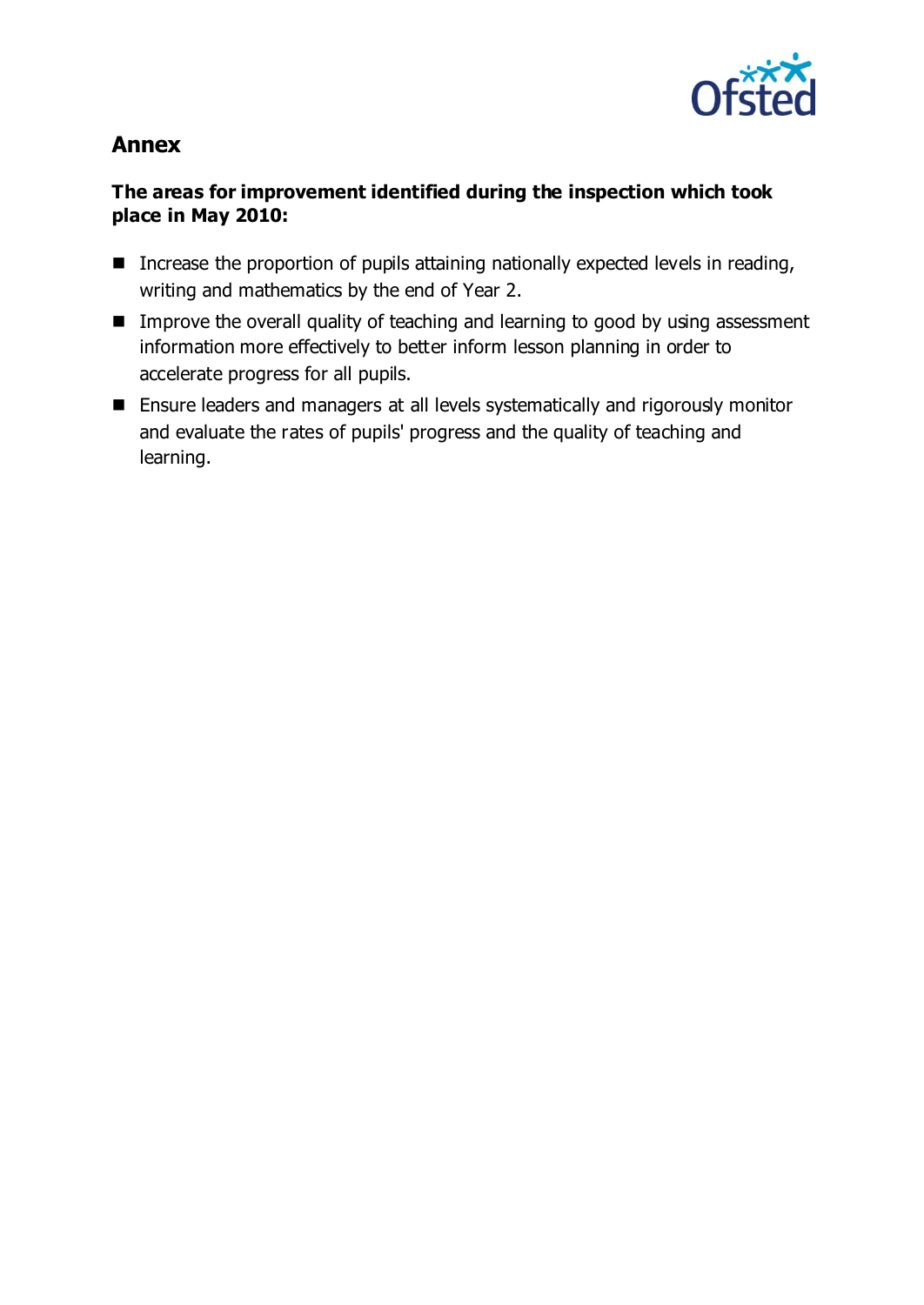## Annex

**The areas for improvement identified during the inspection which took place in May 2010:**

- Increase the proportion of pupils attaining nationally expected levels in reading, writing and mathematics by the end of Year 2.
- Improve the overall quality of teaching and learning to good by using assessment information more effectively to better inform lesson planning in order to accelerate progress for all pupils.
- Ensure leaders and managers at all levels systematically and rigorously monitor and evaluate the rates of pupils' progress and the quality of teaching and learning.